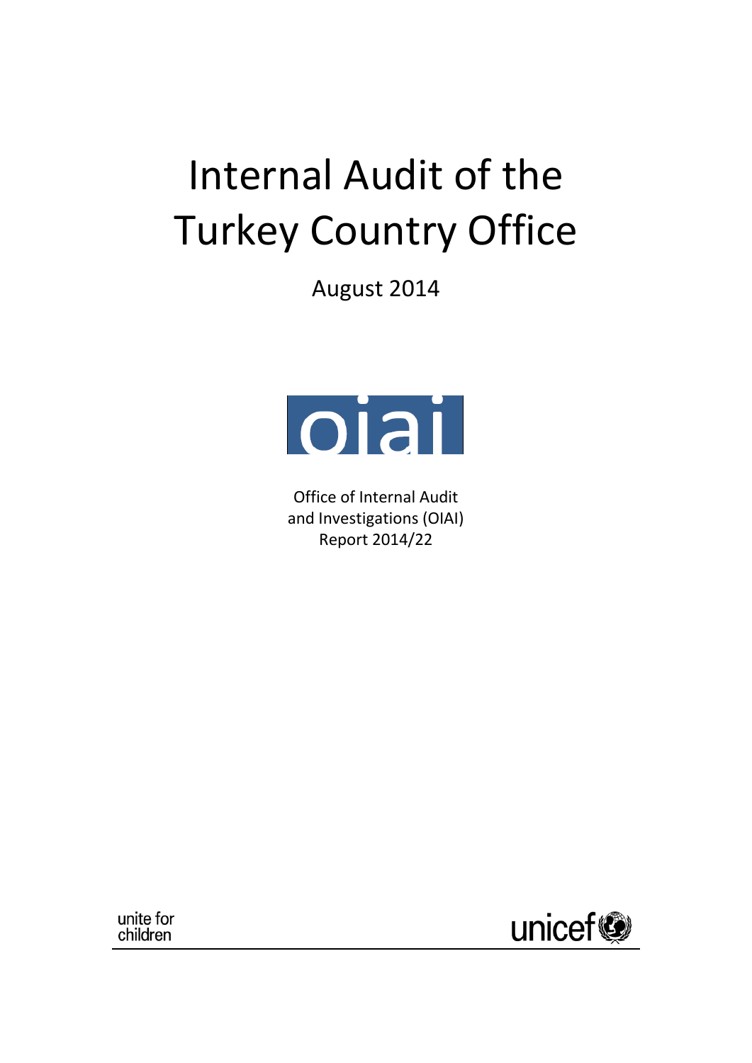# Internal Audit of the Turkey Country Office

August 2014

oiai

Office of Internal Audit and Investigations (OIAI)
Report 2014/22

unite for children

unicef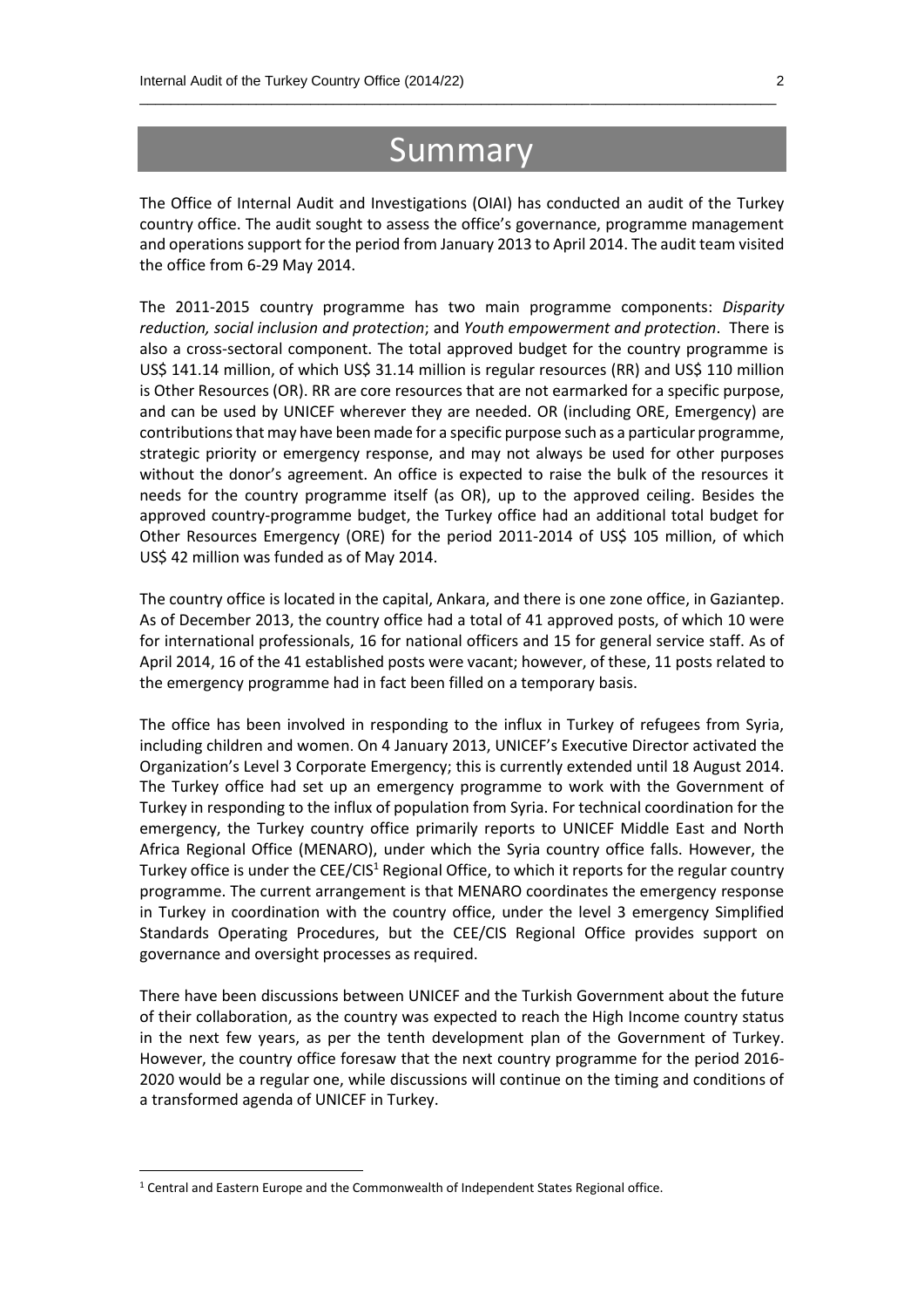# Summary

The Office of Internal Audit and Investigations (OIAI) has conducted an audit of the Turkey country office. The audit sought to assess the office's governance, programme management and operations support for the period from January 2013 to April 2014. The audit team visited the office from 6-29 May 2014.

The 2011-2015 country programme has two main programme components: *Disparity reduction, social inclusion and protection*; and *Youth empowerment and protection*. There is also a cross-sectoral component. The total approved budget for the country programme is US$ 141.14 million, of which US$ 31.14 million is regular resources (RR) and US$ 110 million is Other Resources (OR). RR are core resources that are not earmarked for a specific purpose, and can be used by UNICEF wherever they are needed. OR (including ORE, Emergency) are contributions that may have been made for a specific purpose such as a particular programme, strategic priority or emergency response, and may not always be used for other purposes without the donor's agreement. An office is expected to raise the bulk of the resources it needs for the country programme itself (as OR), up to the approved ceiling. Besides the approved country-programme budget, the Turkey office had an additional total budget for Other Resources Emergency (ORE) for the period 2011-2014 of US$ 105 million, of which US$ 42 million was funded as of May 2014.

The country office is located in the capital, Ankara, and there is one zone office, in Gaziantep. As of December 2013, the country office had a total of 41 approved posts, of which 10 were for international professionals, 16 for national officers and 15 for general service staff. As of April 2014, 16 of the 41 established posts were vacant; however, of these, 11 posts related to the emergency programme had in fact been filled on a temporary basis.

The office has been involved in responding to the influx in Turkey of refugees from Syria, including children and women. On 4 January 2013, UNICEF's Executive Director activated the Organization's Level 3 Corporate Emergency; this is currently extended until 18 August 2014. The Turkey office had set up an emergency programme to work with the Government of Turkey in responding to the influx of population from Syria. For technical coordination for the emergency, the Turkey country office primarily reports to UNICEF Middle East and North Africa Regional Office (MENARO), under which the Syria country office falls. However, the Turkey office is under the CEE/CIS[1] Regional Office, to which it reports for the regular country programme. The current arrangement is that MENARO coordinates the emergency response in Turkey in coordination with the country office, under the level 3 emergency Simplified Standards Operating Procedures, but the CEE/CIS Regional Office provides support on governance and oversight processes as required.

There have been discussions between UNICEF and the Turkish Government about the future of their collaboration, as the country was expected to reach the High Income country status in the next few years, as per the tenth development plan of the Government of Turkey. However, the country office foresaw that the next country programme for the period 2016-2020 would be a regular one, while discussions will continue on the timing and conditions of a transformed agenda of UNICEF in Turkey.

[1] Central and Eastern Europe and the Commonwealth of Independent States Regional office.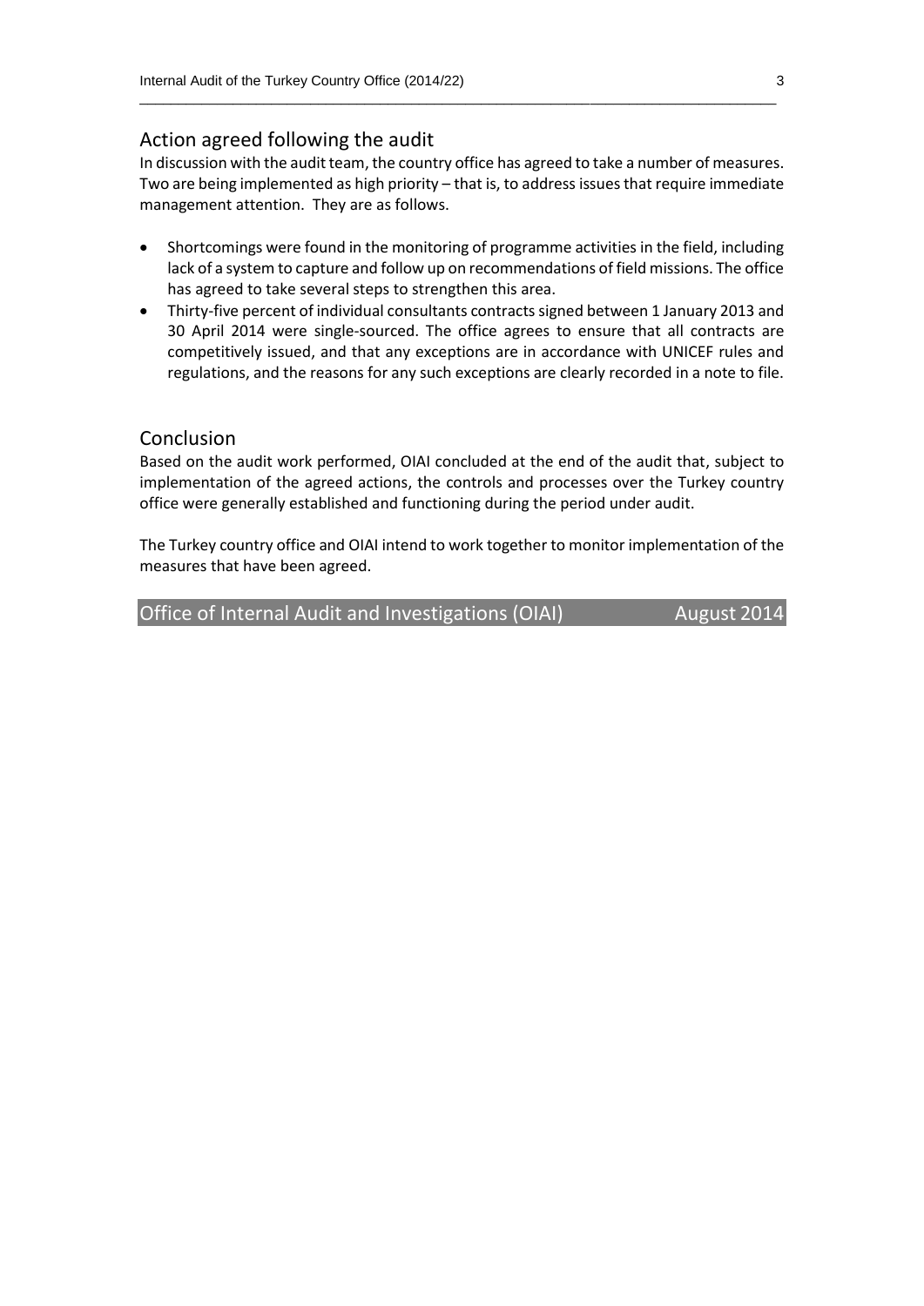## Action agreed following the audit

In discussion with the audit team, the country office has agreed to take a number of measures. Two are being implemented as high priority – that is, to address issues that require immediate management attention. They are as follows.

- Shortcomings were found in the monitoring of programme activities in the field, including lack of a system to capture and follow up on recommendations of field missions. The office has agreed to take several steps to strengthen this area.
- Thirty-five percent of individual consultants contracts signed between 1 January 2013 and 30 April 2014 were single-sourced. The office agrees to ensure that all contracts are competitively issued, and that any exceptions are in accordance with UNICEF rules and regulations, and the reasons for any such exceptions are clearly recorded in a note to file.

## Conclusion

Based on the audit work performed, OIAI concluded at the end of the audit that, subject to implementation of the agreed actions, the controls and processes over the Turkey country office were generally established and functioning during the period under audit.

The Turkey country office and OIAI intend to work together to monitor implementation of the measures that have been agreed.

Office of Internal Audit and Investigations (OIAI) August 2014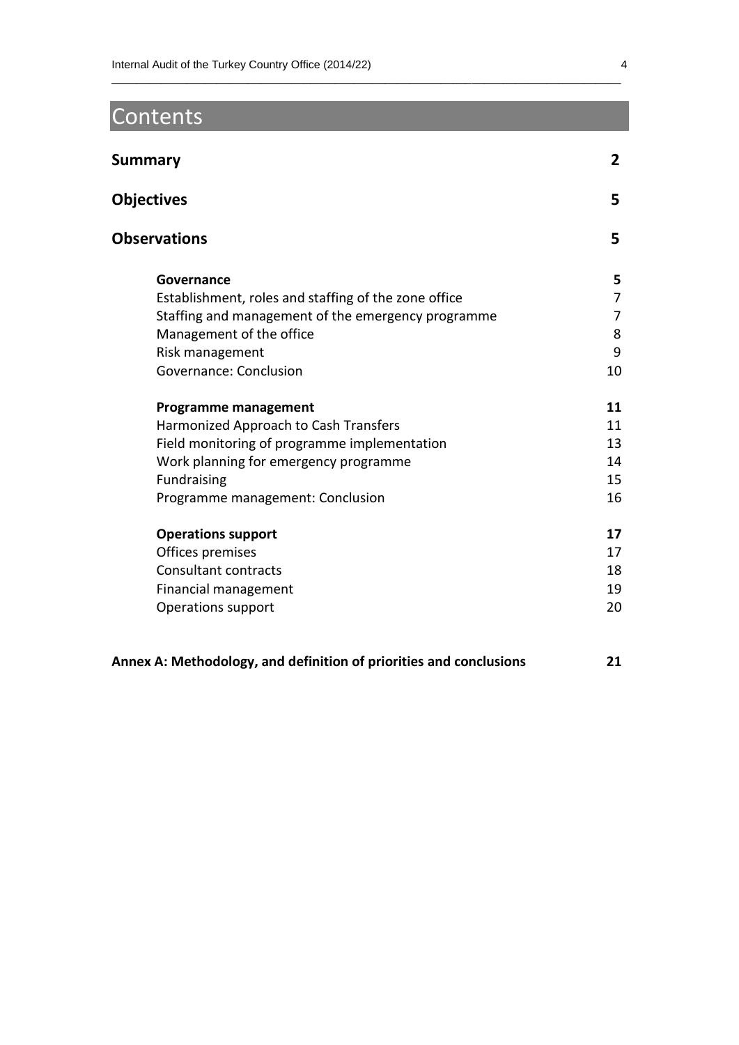# Contents

| | |
|---|---|
| **Summary** | **2** |
| **Objectives** | **5** |
| **Observations** | **5** |
| **Governance** | **5** |
| Establishment, roles and staffing of the zone office | 7 |
| Staffing and management of the emergency programme | 7 |
| Management of the office | 8 |
| Risk management | 9 |
| Governance: Conclusion | 10 |
| **Programme management** | **11** |
| Harmonized Approach to Cash Transfers | 11 |
| Field monitoring of programme implementation | 13 |
| Work planning for emergency programme | 14 |
| Fundraising | 15 |
| Programme management: Conclusion | 16 |
| **Operations support** | **17** |
| Offices premises | 17 |
| Consultant contracts | 18 |
| Financial management | 19 |
| Operations support | 20 |
| **Annex A: Methodology, and definition of priorities and conclusions** | **21** |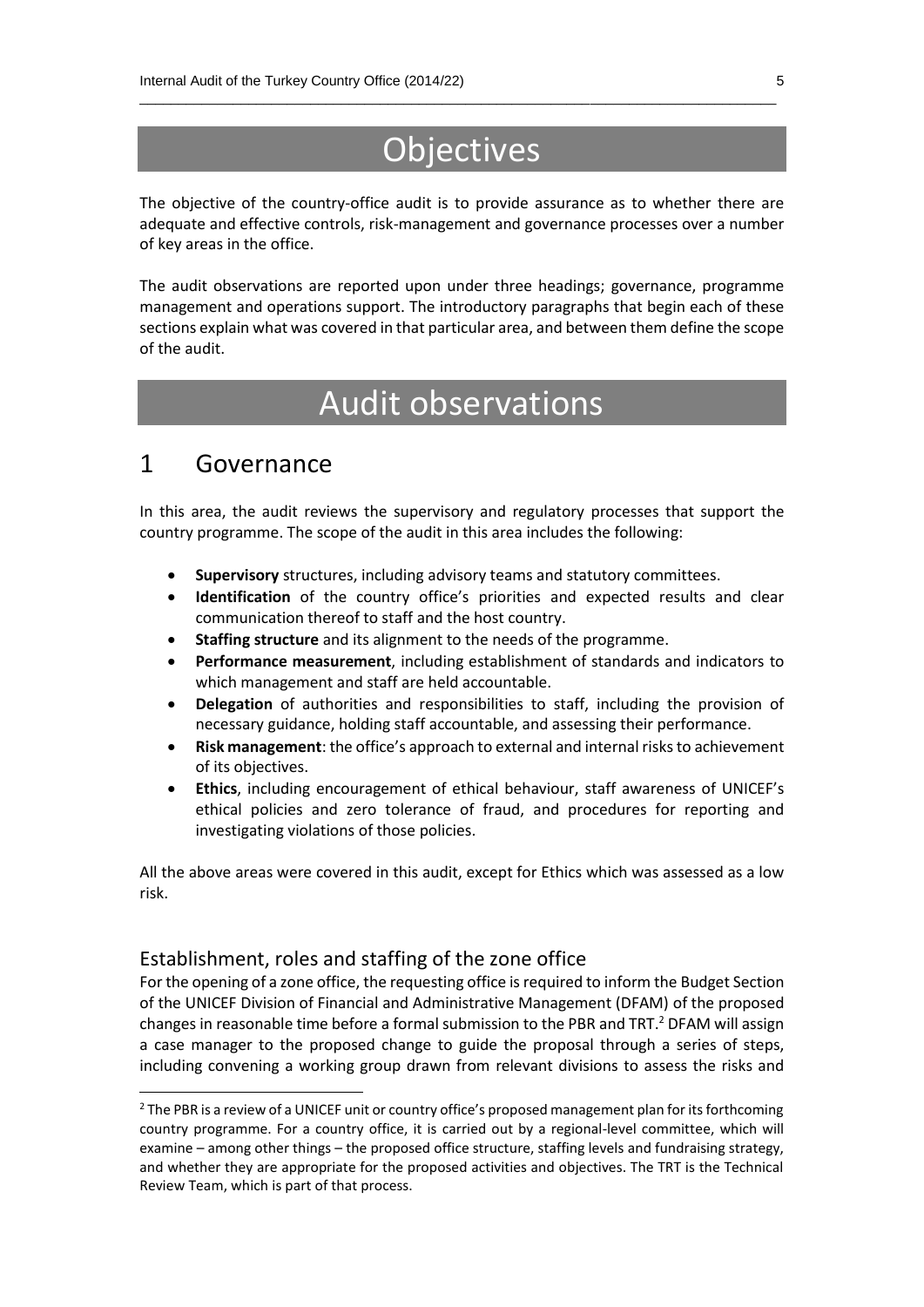# Objectives

The objective of the country-office audit is to provide assurance as to whether there are adequate and effective controls, risk-management and governance processes over a number of key areas in the office.

The audit observations are reported upon under three headings; governance, programme management and operations support. The introductory paragraphs that begin each of these sections explain what was covered in that particular area, and between them define the scope of the audit.

# Audit observations

## 1 Governance

In this area, the audit reviews the supervisory and regulatory processes that support the country programme. The scope of the audit in this area includes the following:

- **Supervisory** structures, including advisory teams and statutory committees.
- **Identification** of the country office's priorities and expected results and clear communication thereof to staff and the host country.
- **Staffing structure** and its alignment to the needs of the programme.
- **Performance measurement**, including establishment of standards and indicators to which management and staff are held accountable.
- **Delegation** of authorities and responsibilities to staff, including the provision of necessary guidance, holding staff accountable, and assessing their performance.
- **Risk management**: the office's approach to external and internal risks to achievement of its objectives.
- **Ethics**, including encouragement of ethical behaviour, staff awareness of UNICEF's ethical policies and zero tolerance of fraud, and procedures for reporting and investigating violations of those policies.

All the above areas were covered in this audit, except for Ethics which was assessed as a low risk.

### Establishment, roles and staffing of the zone office

For the opening of a zone office, the requesting office is required to inform the Budget Section of the UNICEF Division of Financial and Administrative Management (DFAM) of the proposed changes in reasonable time before a formal submission to the PBR and TRT.[2] DFAM will assign a case manager to the proposed change to guide the proposal through a series of steps, including convening a working group drawn from relevant divisions to assess the risks and

[2] The PBR is a review of a UNICEF unit or country office's proposed management plan for its forthcoming country programme. For a country office, it is carried out by a regional-level committee, which will examine – among other things – the proposed office structure, staffing levels and fundraising strategy, and whether they are appropriate for the proposed activities and objectives. The TRT is the Technical Review Team, which is part of that process.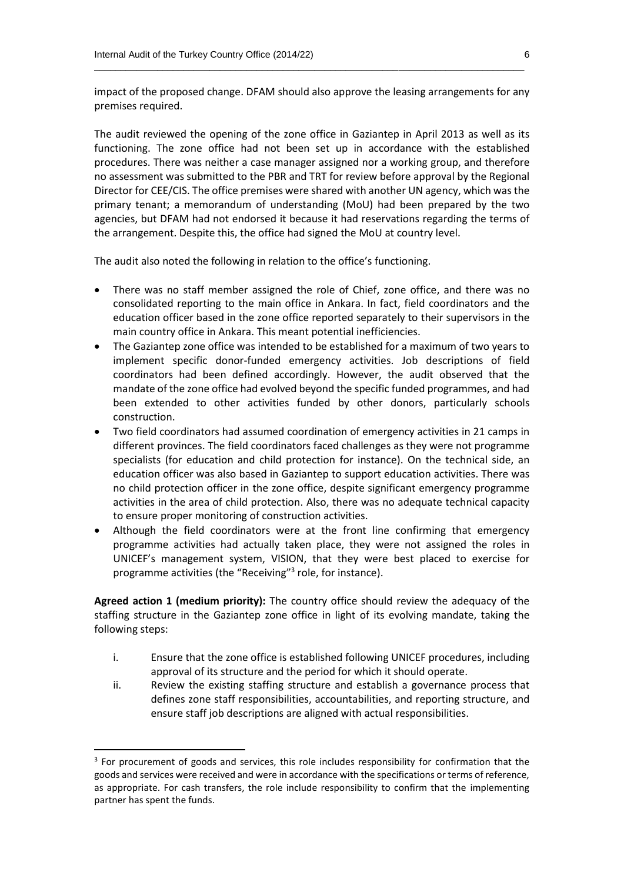impact of the proposed change. DFAM should also approve the leasing arrangements for any premises required.

The audit reviewed the opening of the zone office in Gaziantep in April 2013 as well as its functioning. The zone office had not been set up in accordance with the established procedures. There was neither a case manager assigned nor a working group, and therefore no assessment was submitted to the PBR and TRT for review before approval by the Regional Director for CEE/CIS. The office premises were shared with another UN agency, which was the primary tenant; a memorandum of understanding (MoU) had been prepared by the two agencies, but DFAM had not endorsed it because it had reservations regarding the terms of the arrangement. Despite this, the office had signed the MoU at country level.

The audit also noted the following in relation to the office's functioning.

- There was no staff member assigned the role of Chief, zone office, and there was no consolidated reporting to the main office in Ankara. In fact, field coordinators and the education officer based in the zone office reported separately to their supervisors in the main country office in Ankara. This meant potential inefficiencies.
- The Gaziantep zone office was intended to be established for a maximum of two years to implement specific donor-funded emergency activities. Job descriptions of field coordinators had been defined accordingly. However, the audit observed that the mandate of the zone office had evolved beyond the specific funded programmes, and had been extended to other activities funded by other donors, particularly schools construction.
- Two field coordinators had assumed coordination of emergency activities in 21 camps in different provinces. The field coordinators faced challenges as they were not programme specialists (for education and child protection for instance). On the technical side, an education officer was also based in Gaziantep to support education activities. There was no child protection officer in the zone office, despite significant emergency programme activities in the area of child protection. Also, there was no adequate technical capacity to ensure proper monitoring of construction activities.
- Although the field coordinators were at the front line confirming that emergency programme activities had actually taken place, they were not assigned the roles in UNICEF's management system, VISION, that they were best placed to exercise for programme activities (the "Receiving"[3] role, for instance).

**Agreed action 1 (medium priority):** The country office should review the adequacy of the staffing structure in the Gaziantep zone office in light of its evolving mandate, taking the following steps:

i. Ensure that the zone office is established following UNICEF procedures, including approval of its structure and the period for which it should operate.

ii. Review the existing staffing structure and establish a governance process that defines zone staff responsibilities, accountabilities, and reporting structure, and ensure staff job descriptions are aligned with actual responsibilities.

[3] For procurement of goods and services, this role includes responsibility for confirmation that the goods and services were received and were in accordance with the specifications or terms of reference, as appropriate. For cash transfers, the role include responsibility to confirm that the implementing partner has spent the funds.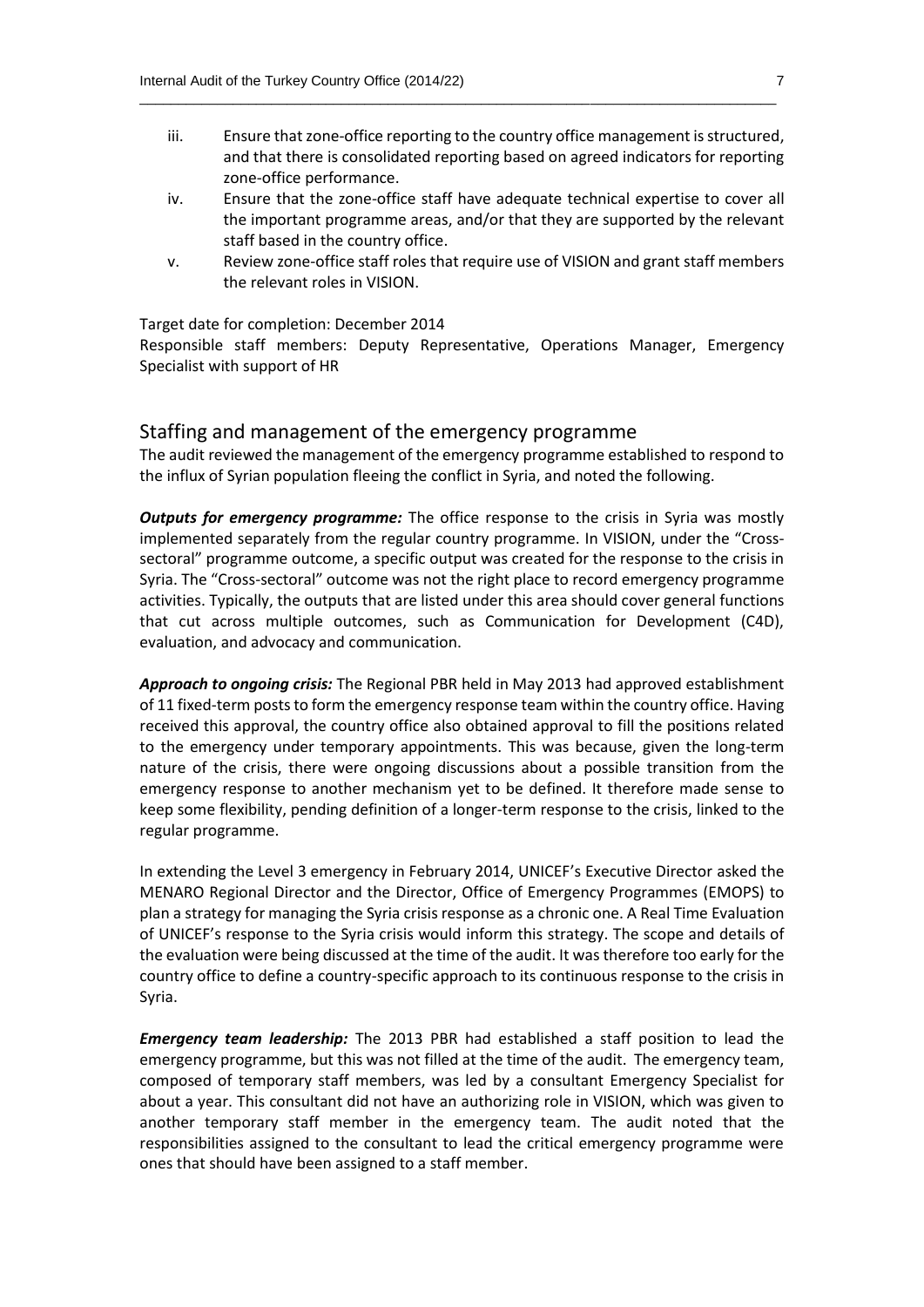iii. Ensure that zone-office reporting to the country office management is structured, and that there is consolidated reporting based on agreed indicators for reporting zone-office performance.

iv. Ensure that the zone-office staff have adequate technical expertise to cover all the important programme areas, and/or that they are supported by the relevant staff based in the country office.

v. Review zone-office staff roles that require use of VISION and grant staff members the relevant roles in VISION.

Target date for completion: December 2014

Responsible staff members: Deputy Representative, Operations Manager, Emergency Specialist with support of HR

## Staffing and management of the emergency programme

The audit reviewed the management of the emergency programme established to respond to the influx of Syrian population fleeing the conflict in Syria, and noted the following.

***Outputs for emergency programme:*** The office response to the crisis in Syria was mostly implemented separately from the regular country programme. In VISION, under the "Cross-sectoral" programme outcome, a specific output was created for the response to the crisis in Syria. The "Cross-sectoral" outcome was not the right place to record emergency programme activities. Typically, the outputs that are listed under this area should cover general functions that cut across multiple outcomes, such as Communication for Development (C4D), evaluation, and advocacy and communication.

***Approach to ongoing crisis:*** The Regional PBR held in May 2013 had approved establishment of 11 fixed-term posts to form the emergency response team within the country office. Having received this approval, the country office also obtained approval to fill the positions related to the emergency under temporary appointments. This was because, given the long-term nature of the crisis, there were ongoing discussions about a possible transition from the emergency response to another mechanism yet to be defined. It therefore made sense to keep some flexibility, pending definition of a longer-term response to the crisis, linked to the regular programme.

In extending the Level 3 emergency in February 2014, UNICEF's Executive Director asked the MENARO Regional Director and the Director, Office of Emergency Programmes (EMOPS) to plan a strategy for managing the Syria crisis response as a chronic one. A Real Time Evaluation of UNICEF's response to the Syria crisis would inform this strategy. The scope and details of the evaluation were being discussed at the time of the audit. It was therefore too early for the country office to define a country-specific approach to its continuous response to the crisis in Syria.

***Emergency team leadership:*** The 2013 PBR had established a staff position to lead the emergency programme, but this was not filled at the time of the audit. The emergency team, composed of temporary staff members, was led by a consultant Emergency Specialist for about a year. This consultant did not have an authorizing role in VISION, which was given to another temporary staff member in the emergency team. The audit noted that the responsibilities assigned to the consultant to lead the critical emergency programme were ones that should have been assigned to a staff member.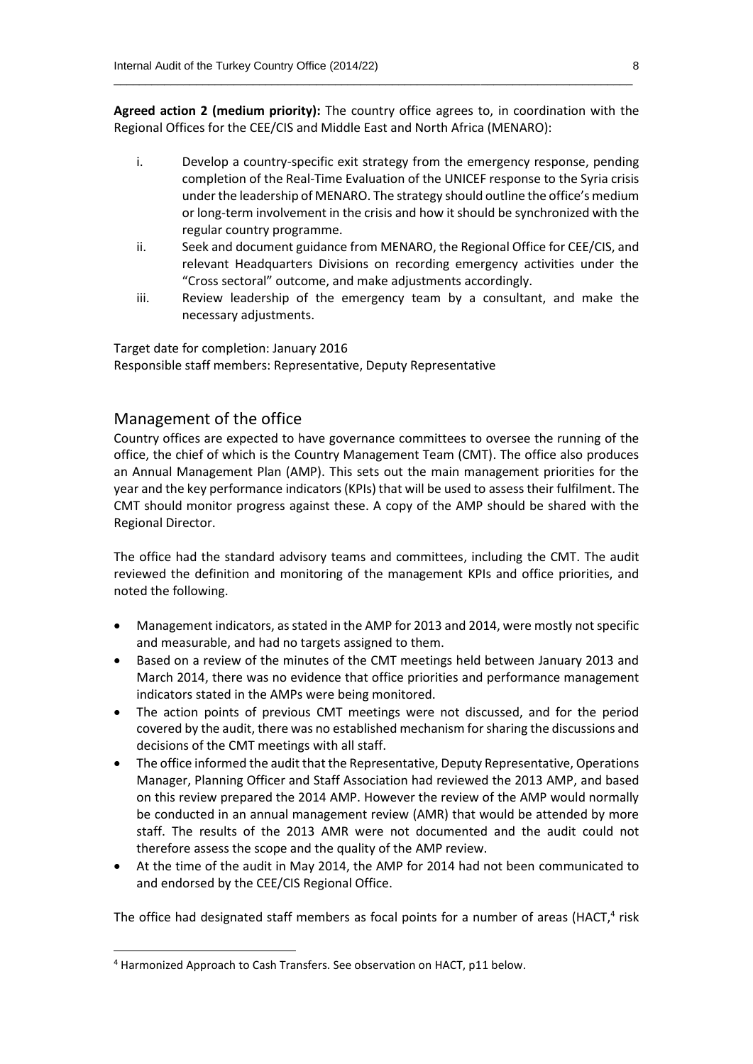**Agreed action 2 (medium priority):** The country office agrees to, in coordination with the Regional Offices for the CEE/CIS and Middle East and North Africa (MENARO):

i. Develop a country-specific exit strategy from the emergency response, pending completion of the Real-Time Evaluation of the UNICEF response to the Syria crisis under the leadership of MENARO. The strategy should outline the office's medium or long-term involvement in the crisis and how it should be synchronized with the regular country programme.
ii. Seek and document guidance from MENARO, the Regional Office for CEE/CIS, and relevant Headquarters Divisions on recording emergency activities under the "Cross sectoral" outcome, and make adjustments accordingly.
iii. Review leadership of the emergency team by a consultant, and make the necessary adjustments.

Target date for completion: January 2016
Responsible staff members: Representative, Deputy Representative

## Management of the office

Country offices are expected to have governance committees to oversee the running of the office, the chief of which is the Country Management Team (CMT). The office also produces an Annual Management Plan (AMP). This sets out the main management priorities for the year and the key performance indicators (KPIs) that will be used to assess their fulfilment. The CMT should monitor progress against these. A copy of the AMP should be shared with the Regional Director.

The office had the standard advisory teams and committees, including the CMT. The audit reviewed the definition and monitoring of the management KPIs and office priorities, and noted the following.

- Management indicators, as stated in the AMP for 2013 and 2014, were mostly not specific and measurable, and had no targets assigned to them.
- Based on a review of the minutes of the CMT meetings held between January 2013 and March 2014, there was no evidence that office priorities and performance management indicators stated in the AMPs were being monitored.
- The action points of previous CMT meetings were not discussed, and for the period covered by the audit, there was no established mechanism for sharing the discussions and decisions of the CMT meetings with all staff.
- The office informed the audit that the Representative, Deputy Representative, Operations Manager, Planning Officer and Staff Association had reviewed the 2013 AMP, and based on this review prepared the 2014 AMP. However the review of the AMP would normally be conducted in an annual management review (AMR) that would be attended by more staff. The results of the 2013 AMR were not documented and the audit could not therefore assess the scope and the quality of the AMP review.
- At the time of the audit in May 2014, the AMP for 2014 had not been communicated to and endorsed by the CEE/CIS Regional Office.

The office had designated staff members as focal points for a number of areas (HACT,[4] risk

[4] Harmonized Approach to Cash Transfers. See observation on HACT, p11 below.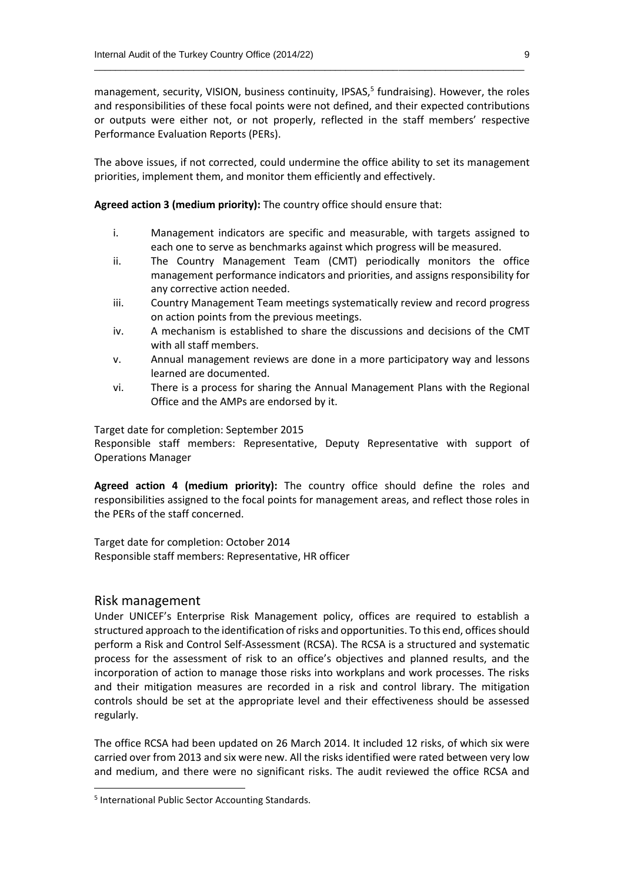management, security, VISION, business continuity, IPSAS,[5] fundraising). However, the roles and responsibilities of these focal points were not defined, and their expected contributions or outputs were either not, or not properly, reflected in the staff members' respective Performance Evaluation Reports (PERs).

The above issues, if not corrected, could undermine the office ability to set its management priorities, implement them, and monitor them efficiently and effectively.

**Agreed action 3 (medium priority):** The country office should ensure that:

i. Management indicators are specific and measurable, with targets assigned to each one to serve as benchmarks against which progress will be measured.
ii. The Country Management Team (CMT) periodically monitors the office management performance indicators and priorities, and assigns responsibility for any corrective action needed.
iii. Country Management Team meetings systematically review and record progress on action points from the previous meetings.
iv. A mechanism is established to share the discussions and decisions of the CMT with all staff members.
v. Annual management reviews are done in a more participatory way and lessons learned are documented.
vi. There is a process for sharing the Annual Management Plans with the Regional Office and the AMPs are endorsed by it.

Target date for completion: September 2015
Responsible staff members: Representative, Deputy Representative with support of Operations Manager

**Agreed action 4 (medium priority):** The country office should define the roles and responsibilities assigned to the focal points for management areas, and reflect those roles in the PERs of the staff concerned.

Target date for completion: October 2014
Responsible staff members: Representative, HR officer

## Risk management

Under UNICEF's Enterprise Risk Management policy, offices are required to establish a structured approach to the identification of risks and opportunities. To this end, offices should perform a Risk and Control Self-Assessment (RCSA). The RCSA is a structured and systematic process for the assessment of risk to an office's objectives and planned results, and the incorporation of action to manage those risks into workplans and work processes. The risks and their mitigation measures are recorded in a risk and control library. The mitigation controls should be set at the appropriate level and their effectiveness should be assessed regularly.

The office RCSA had been updated on 26 March 2014. It included 12 risks, of which six were carried over from 2013 and six were new. All the risks identified were rated between very low and medium, and there were no significant risks. The audit reviewed the office RCSA and

[5] International Public Sector Accounting Standards.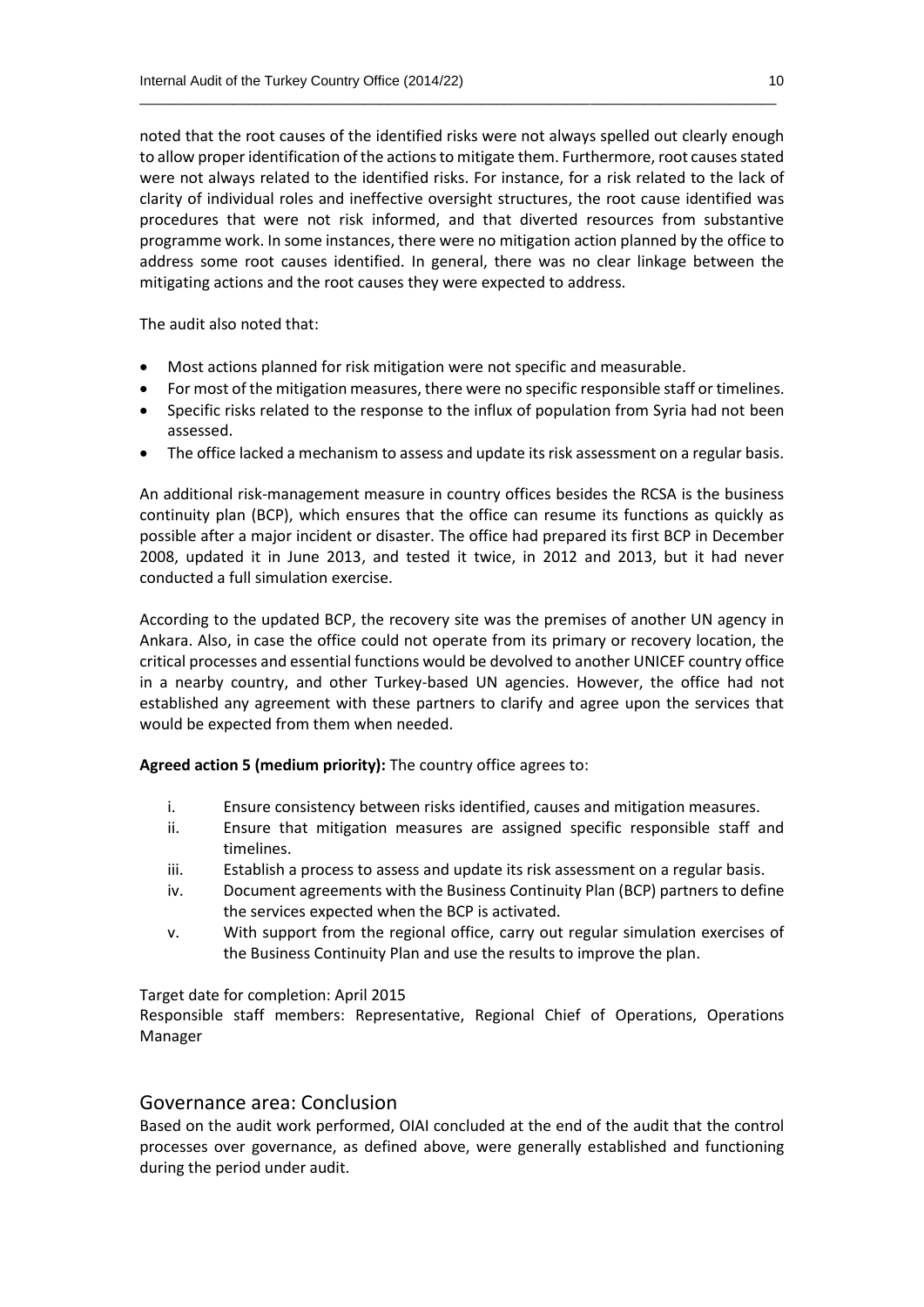noted that the root causes of the identified risks were not always spelled out clearly enough to allow proper identification of the actions to mitigate them. Furthermore, root causes stated were not always related to the identified risks. For instance, for a risk related to the lack of clarity of individual roles and ineffective oversight structures, the root cause identified was procedures that were not risk informed, and that diverted resources from substantive programme work. In some instances, there were no mitigation action planned by the office to address some root causes identified. In general, there was no clear linkage between the mitigating actions and the root causes they were expected to address.

The audit also noted that:

- Most actions planned for risk mitigation were not specific and measurable.
- For most of the mitigation measures, there were no specific responsible staff or timelines.
- Specific risks related to the response to the influx of population from Syria had not been assessed.
- The office lacked a mechanism to assess and update its risk assessment on a regular basis.

An additional risk-management measure in country offices besides the RCSA is the business continuity plan (BCP), which ensures that the office can resume its functions as quickly as possible after a major incident or disaster. The office had prepared its first BCP in December 2008, updated it in June 2013, and tested it twice, in 2012 and 2013, but it had never conducted a full simulation exercise.

According to the updated BCP, the recovery site was the premises of another UN agency in Ankara. Also, in case the office could not operate from its primary or recovery location, the critical processes and essential functions would be devolved to another UNICEF country office in a nearby country, and other Turkey-based UN agencies. However, the office had not established any agreement with these partners to clarify and agree upon the services that would be expected from them when needed.

**Agreed action 5 (medium priority):** The country office agrees to:

i. Ensure consistency between risks identified, causes and mitigation measures.
ii. Ensure that mitigation measures are assigned specific responsible staff and timelines.
iii. Establish a process to assess and update its risk assessment on a regular basis.
iv. Document agreements with the Business Continuity Plan (BCP) partners to define the services expected when the BCP is activated.
v. With support from the regional office, carry out regular simulation exercises of the Business Continuity Plan and use the results to improve the plan.

Target date for completion: April 2015
Responsible staff members: Representative, Regional Chief of Operations, Operations Manager

## Governance area: Conclusion

Based on the audit work performed, OIAI concluded at the end of the audit that the control processes over governance, as defined above, were generally established and functioning during the period under audit.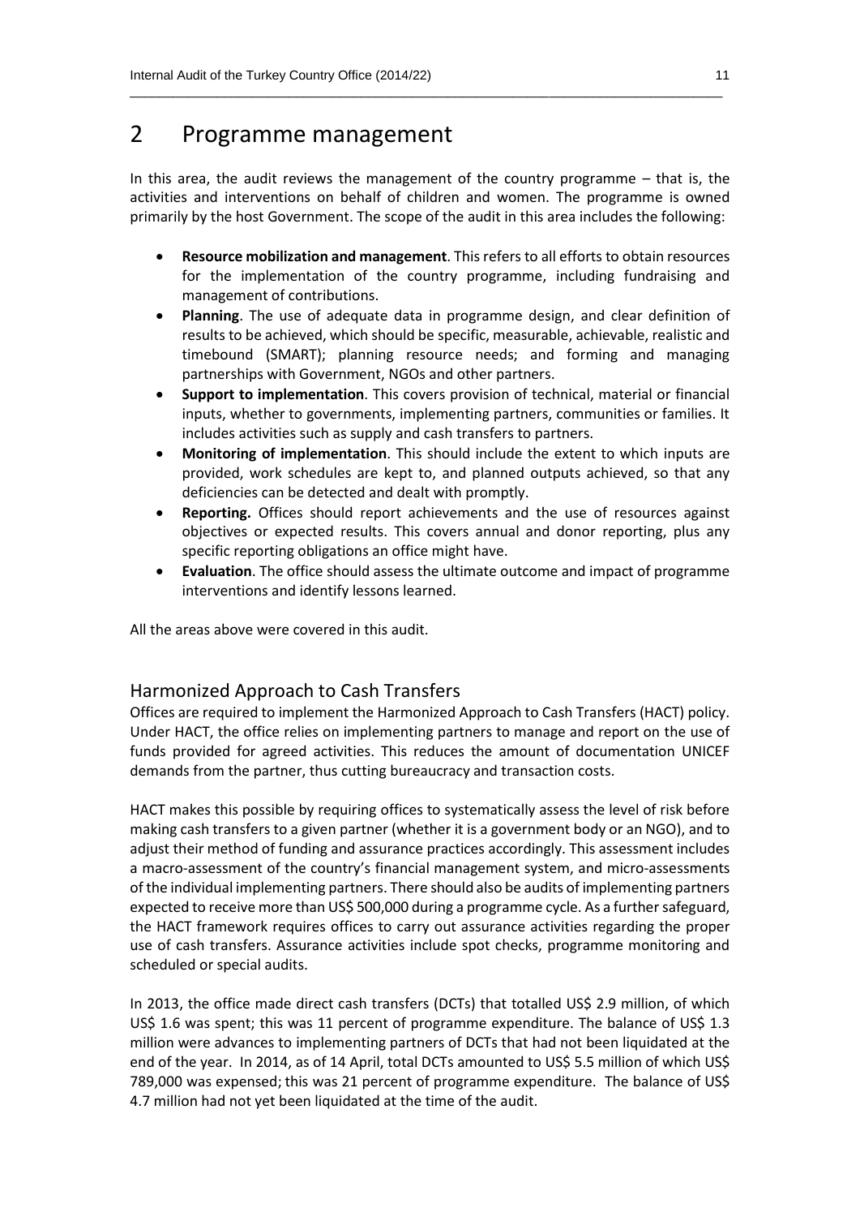# 2 Programme management

In this area, the audit reviews the management of the country programme – that is, the activities and interventions on behalf of children and women. The programme is owned primarily by the host Government. The scope of the audit in this area includes the following:

- **Resource mobilization and management**. This refers to all efforts to obtain resources for the implementation of the country programme, including fundraising and management of contributions.
- **Planning**. The use of adequate data in programme design, and clear definition of results to be achieved, which should be specific, measurable, achievable, realistic and timebound (SMART); planning resource needs; and forming and managing partnerships with Government, NGOs and other partners.
- **Support to implementation**. This covers provision of technical, material or financial inputs, whether to governments, implementing partners, communities or families. It includes activities such as supply and cash transfers to partners.
- **Monitoring of implementation**. This should include the extent to which inputs are provided, work schedules are kept to, and planned outputs achieved, so that any deficiencies can be detected and dealt with promptly.
- **Reporting.** Offices should report achievements and the use of resources against objectives or expected results. This covers annual and donor reporting, plus any specific reporting obligations an office might have.
- **Evaluation**. The office should assess the ultimate outcome and impact of programme interventions and identify lessons learned.

All the areas above were covered in this audit.

## Harmonized Approach to Cash Transfers

Offices are required to implement the Harmonized Approach to Cash Transfers (HACT) policy. Under HACT, the office relies on implementing partners to manage and report on the use of funds provided for agreed activities. This reduces the amount of documentation UNICEF demands from the partner, thus cutting bureaucracy and transaction costs.

HACT makes this possible by requiring offices to systematically assess the level of risk before making cash transfers to a given partner (whether it is a government body or an NGO), and to adjust their method of funding and assurance practices accordingly. This assessment includes a macro-assessment of the country's financial management system, and micro-assessments of the individual implementing partners. There should also be audits of implementing partners expected to receive more than US$ 500,000 during a programme cycle. As a further safeguard, the HACT framework requires offices to carry out assurance activities regarding the proper use of cash transfers. Assurance activities include spot checks, programme monitoring and scheduled or special audits.

In 2013, the office made direct cash transfers (DCTs) that totalled US$ 2.9 million, of which US$ 1.6 was spent; this was 11 percent of programme expenditure. The balance of US$ 1.3 million were advances to implementing partners of DCTs that had not been liquidated at the end of the year. In 2014, as of 14 April, total DCTs amounted to US$ 5.5 million of which US$ 789,000 was expensed; this was 21 percent of programme expenditure. The balance of US$ 4.7 million had not yet been liquidated at the time of the audit.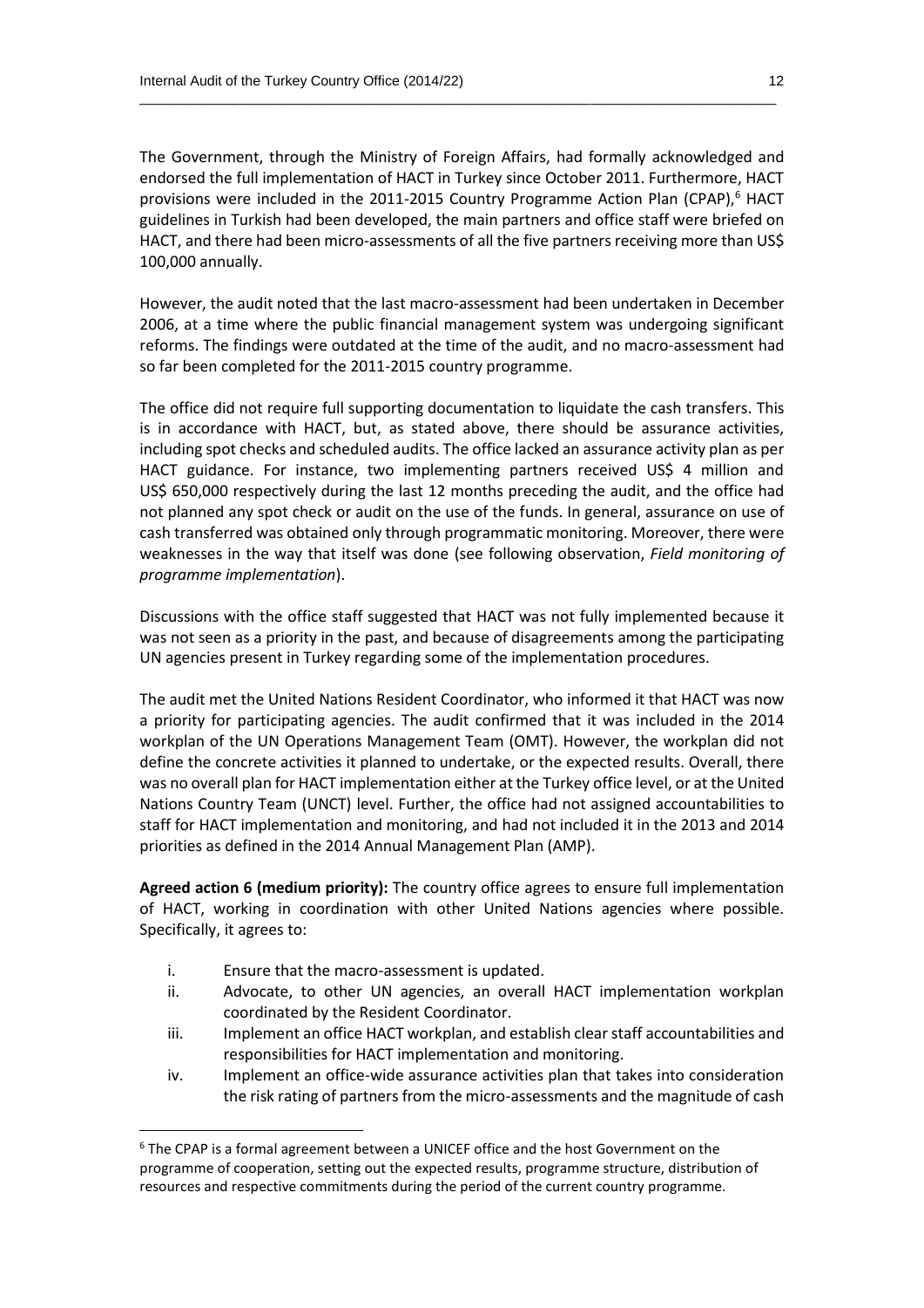The Government, through the Ministry of Foreign Affairs, had formally acknowledged and endorsed the full implementation of HACT in Turkey since October 2011. Furthermore, HACT provisions were included in the 2011-2015 Country Programme Action Plan (CPAP),[6] HACT guidelines in Turkish had been developed, the main partners and office staff were briefed on HACT, and there had been micro-assessments of all the five partners receiving more than US$ 100,000 annually.

However, the audit noted that the last macro-assessment had been undertaken in December 2006, at a time where the public financial management system was undergoing significant reforms. The findings were outdated at the time of the audit, and no macro-assessment had so far been completed for the 2011-2015 country programme.

The office did not require full supporting documentation to liquidate the cash transfers. This is in accordance with HACT, but, as stated above, there should be assurance activities, including spot checks and scheduled audits. The office lacked an assurance activity plan as per HACT guidance. For instance, two implementing partners received US$ 4 million and US$ 650,000 respectively during the last 12 months preceding the audit, and the office had not planned any spot check or audit on the use of the funds. In general, assurance on use of cash transferred was obtained only through programmatic monitoring. Moreover, there were weaknesses in the way that itself was done (see following observation, *Field monitoring of programme implementation*).

Discussions with the office staff suggested that HACT was not fully implemented because it was not seen as a priority in the past, and because of disagreements among the participating UN agencies present in Turkey regarding some of the implementation procedures.

The audit met the United Nations Resident Coordinator, who informed it that HACT was now a priority for participating agencies. The audit confirmed that it was included in the 2014 workplan of the UN Operations Management Team (OMT). However, the workplan did not define the concrete activities it planned to undertake, or the expected results. Overall, there was no overall plan for HACT implementation either at the Turkey office level, or at the United Nations Country Team (UNCT) level. Further, the office had not assigned accountabilities to staff for HACT implementation and monitoring, and had not included it in the 2013 and 2014 priorities as defined in the 2014 Annual Management Plan (AMP).

**Agreed action 6 (medium priority):** The country office agrees to ensure full implementation of HACT, working in coordination with other United Nations agencies where possible. Specifically, it agrees to:

i. Ensure that the macro-assessment is updated.
ii. Advocate, to other UN agencies, an overall HACT implementation workplan coordinated by the Resident Coordinator.
iii. Implement an office HACT workplan, and establish clear staff accountabilities and responsibilities for HACT implementation and monitoring.
iv. Implement an office-wide assurance activities plan that takes into consideration the risk rating of partners from the micro-assessments and the magnitude of cash

[6] The CPAP is a formal agreement between a UNICEF office and the host Government on the programme of cooperation, setting out the expected results, programme structure, distribution of resources and respective commitments during the period of the current country programme.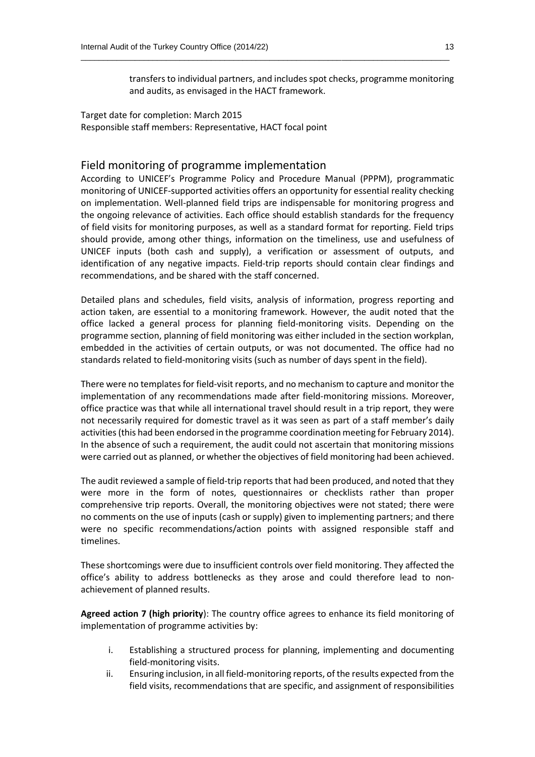transfers to individual partners, and includes spot checks, programme monitoring and audits, as envisaged in the HACT framework.

Target date for completion: March 2015
Responsible staff members: Representative, HACT focal point

## Field monitoring of programme implementation

According to UNICEF's Programme Policy and Procedure Manual (PPPM), programmatic monitoring of UNICEF-supported activities offers an opportunity for essential reality checking on implementation. Well-planned field trips are indispensable for monitoring progress and the ongoing relevance of activities. Each office should establish standards for the frequency of field visits for monitoring purposes, as well as a standard format for reporting. Field trips should provide, among other things, information on the timeliness, use and usefulness of UNICEF inputs (both cash and supply), a verification or assessment of outputs, and identification of any negative impacts. Field-trip reports should contain clear findings and recommendations, and be shared with the staff concerned.

Detailed plans and schedules, field visits, analysis of information, progress reporting and action taken, are essential to a monitoring framework. However, the audit noted that the office lacked a general process for planning field-monitoring visits. Depending on the programme section, planning of field monitoring was either included in the section workplan, embedded in the activities of certain outputs, or was not documented. The office had no standards related to field-monitoring visits (such as number of days spent in the field).

There were no templates for field-visit reports, and no mechanism to capture and monitor the implementation of any recommendations made after field-monitoring missions. Moreover, office practice was that while all international travel should result in a trip report, they were not necessarily required for domestic travel as it was seen as part of a staff member's daily activities (this had been endorsed in the programme coordination meeting for February 2014). In the absence of such a requirement, the audit could not ascertain that monitoring missions were carried out as planned, or whether the objectives of field monitoring had been achieved.

The audit reviewed a sample of field-trip reports that had been produced, and noted that they were more in the form of notes, questionnaires or checklists rather than proper comprehensive trip reports. Overall, the monitoring objectives were not stated; there were no comments on the use of inputs (cash or supply) given to implementing partners; and there were no specific recommendations/action points with assigned responsible staff and timelines.

These shortcomings were due to insufficient controls over field monitoring. They affected the office's ability to address bottlenecks as they arose and could therefore lead to non-achievement of planned results.

**Agreed action 7 (high priority)**: The country office agrees to enhance its field monitoring of implementation of programme activities by:

i. Establishing a structured process for planning, implementing and documenting field-monitoring visits.
ii. Ensuring inclusion, in all field-monitoring reports, of the results expected from the field visits, recommendations that are specific, and assignment of responsibilities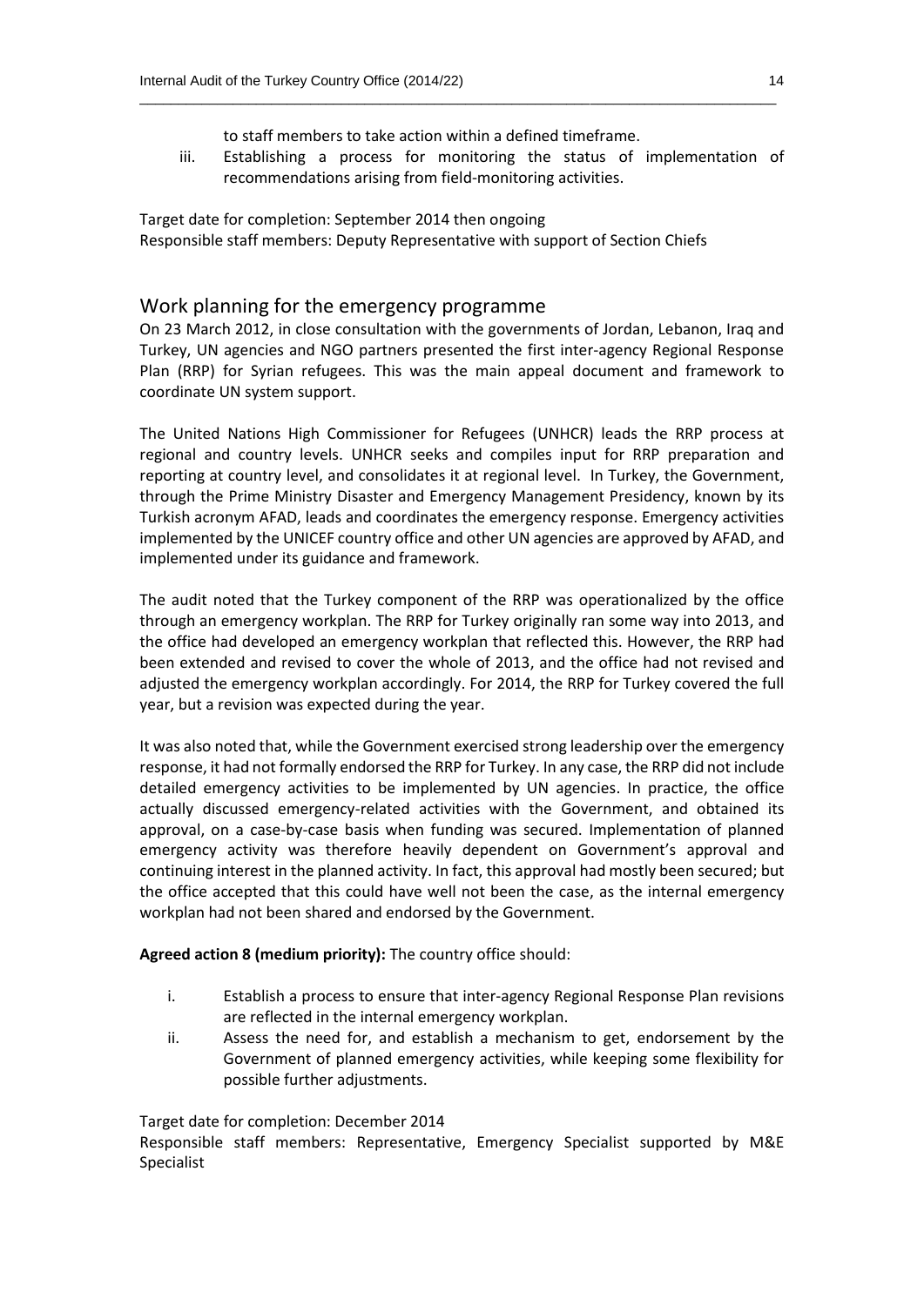to staff members to take action within a defined timeframe.

iii. Establishing a process for monitoring the status of implementation of recommendations arising from field-monitoring activities.

Target date for completion: September 2014 then ongoing
Responsible staff members: Deputy Representative with support of Section Chiefs

## Work planning for the emergency programme

On 23 March 2012, in close consultation with the governments of Jordan, Lebanon, Iraq and Turkey, UN agencies and NGO partners presented the first inter-agency Regional Response Plan (RRP) for Syrian refugees. This was the main appeal document and framework to coordinate UN system support.

The United Nations High Commissioner for Refugees (UNHCR) leads the RRP process at regional and country levels. UNHCR seeks and compiles input for RRP preparation and reporting at country level, and consolidates it at regional level. In Turkey, the Government, through the Prime Ministry Disaster and Emergency Management Presidency, known by its Turkish acronym AFAD, leads and coordinates the emergency response. Emergency activities implemented by the UNICEF country office and other UN agencies are approved by AFAD, and implemented under its guidance and framework.

The audit noted that the Turkey component of the RRP was operationalized by the office through an emergency workplan. The RRP for Turkey originally ran some way into 2013, and the office had developed an emergency workplan that reflected this. However, the RRP had been extended and revised to cover the whole of 2013, and the office had not revised and adjusted the emergency workplan accordingly. For 2014, the RRP for Turkey covered the full year, but a revision was expected during the year.

It was also noted that, while the Government exercised strong leadership over the emergency response, it had not formally endorsed the RRP for Turkey. In any case, the RRP did not include detailed emergency activities to be implemented by UN agencies. In practice, the office actually discussed emergency-related activities with the Government, and obtained its approval, on a case-by-case basis when funding was secured. Implementation of planned emergency activity was therefore heavily dependent on Government's approval and continuing interest in the planned activity. In fact, this approval had mostly been secured; but the office accepted that this could have well not been the case, as the internal emergency workplan had not been shared and endorsed by the Government.

**Agreed action 8 (medium priority):** The country office should:

i. Establish a process to ensure that inter-agency Regional Response Plan revisions are reflected in the internal emergency workplan.

ii. Assess the need for, and establish a mechanism to get, endorsement by the Government of planned emergency activities, while keeping some flexibility for possible further adjustments.

Target date for completion: December 2014
Responsible staff members: Representative, Emergency Specialist supported by M&E Specialist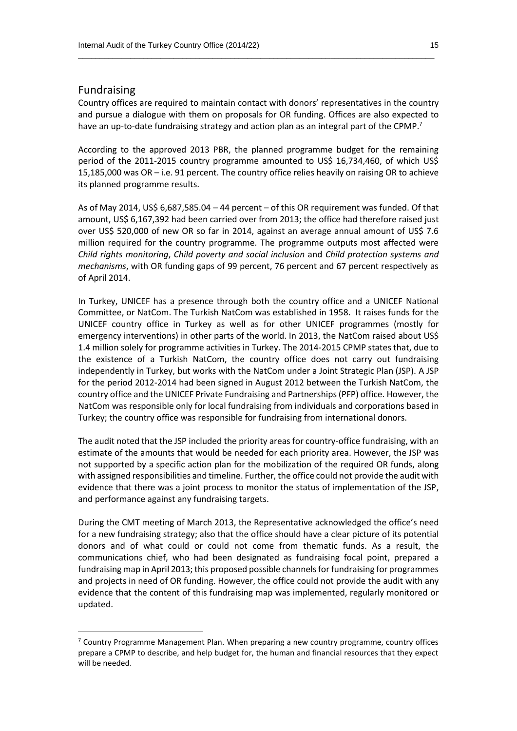## Fundraising

Country offices are required to maintain contact with donors' representatives in the country and pursue a dialogue with them on proposals for OR funding. Offices are also expected to have an up-to-date fundraising strategy and action plan as an integral part of the CPMP.[7]

According to the approved 2013 PBR, the planned programme budget for the remaining period of the 2011-2015 country programme amounted to US$ 16,734,460, of which US$ 15,185,000 was OR – i.e. 91 percent. The country office relies heavily on raising OR to achieve its planned programme results.

As of May 2014, US$ 6,687,585.04 – 44 percent – of this OR requirement was funded. Of that amount, US$ 6,167,392 had been carried over from 2013; the office had therefore raised just over US$ 520,000 of new OR so far in 2014, against an average annual amount of US$ 7.6 million required for the country programme. The programme outputs most affected were *Child rights monitoring*, *Child poverty and social inclusion* and *Child protection systems and mechanisms*, with OR funding gaps of 99 percent, 76 percent and 67 percent respectively as of April 2014.

In Turkey, UNICEF has a presence through both the country office and a UNICEF National Committee, or NatCom. The Turkish NatCom was established in 1958. It raises funds for the UNICEF country office in Turkey as well as for other UNICEF programmes (mostly for emergency interventions) in other parts of the world. In 2013, the NatCom raised about US$ 1.4 million solely for programme activities in Turkey. The 2014-2015 CPMP states that, due to the existence of a Turkish NatCom, the country office does not carry out fundraising independently in Turkey, but works with the NatCom under a Joint Strategic Plan (JSP). A JSP for the period 2012-2014 had been signed in August 2012 between the Turkish NatCom, the country office and the UNICEF Private Fundraising and Partnerships (PFP) office. However, the NatCom was responsible only for local fundraising from individuals and corporations based in Turkey; the country office was responsible for fundraising from international donors.

The audit noted that the JSP included the priority areas for country-office fundraising, with an estimate of the amounts that would be needed for each priority area. However, the JSP was not supported by a specific action plan for the mobilization of the required OR funds, along with assigned responsibilities and timeline. Further, the office could not provide the audit with evidence that there was a joint process to monitor the status of implementation of the JSP, and performance against any fundraising targets.

During the CMT meeting of March 2013, the Representative acknowledged the office's need for a new fundraising strategy; also that the office should have a clear picture of its potential donors and of what could or could not come from thematic funds. As a result, the communications chief, who had been designated as fundraising focal point, prepared a fundraising map in April 2013; this proposed possible channels for fundraising for programmes and projects in need of OR funding. However, the office could not provide the audit with any evidence that the content of this fundraising map was implemented, regularly monitored or updated.

---

[7] Country Programme Management Plan. When preparing a new country programme, country offices prepare a CPMP to describe, and help budget for, the human and financial resources that they expect will be needed.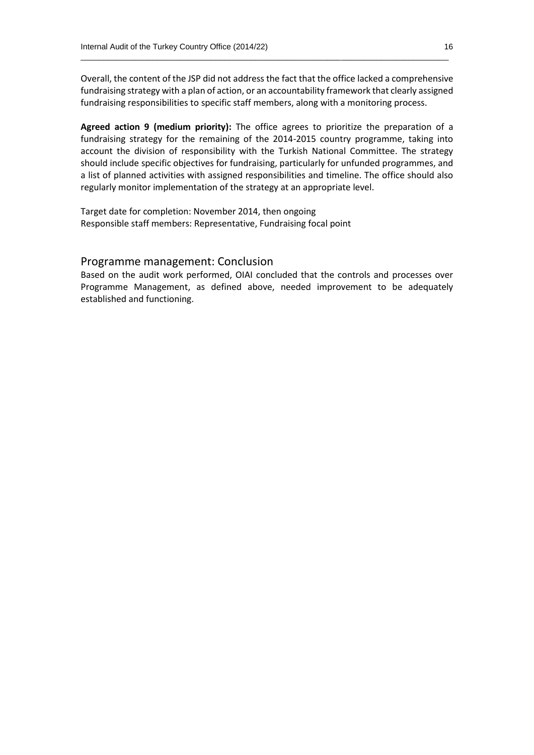Overall, the content of the JSP did not address the fact that the office lacked a comprehensive fundraising strategy with a plan of action, or an accountability framework that clearly assigned fundraising responsibilities to specific staff members, along with a monitoring process.

**Agreed action 9 (medium priority):** The office agrees to prioritize the preparation of a fundraising strategy for the remaining of the 2014-2015 country programme, taking into account the division of responsibility with the Turkish National Committee. The strategy should include specific objectives for fundraising, particularly for unfunded programmes, and a list of planned activities with assigned responsibilities and timeline. The office should also regularly monitor implementation of the strategy at an appropriate level.

Target date for completion: November 2014, then ongoing
Responsible staff members: Representative, Fundraising focal point

## Programme management: Conclusion

Based on the audit work performed, OIAI concluded that the controls and processes over Programme Management, as defined above, needed improvement to be adequately established and functioning.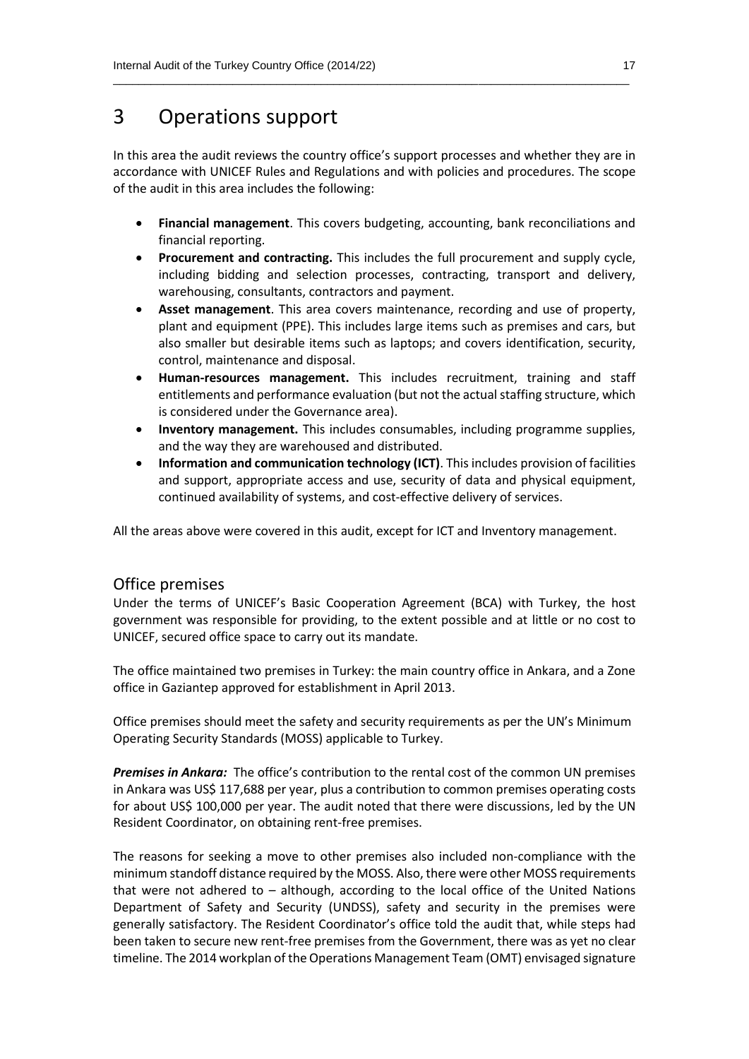# 3 Operations support

In this area the audit reviews the country office's support processes and whether they are in accordance with UNICEF Rules and Regulations and with policies and procedures. The scope of the audit in this area includes the following:

- **Financial management**. This covers budgeting, accounting, bank reconciliations and financial reporting.
- **Procurement and contracting.** This includes the full procurement and supply cycle, including bidding and selection processes, contracting, transport and delivery, warehousing, consultants, contractors and payment.
- **Asset management**. This area covers maintenance, recording and use of property, plant and equipment (PPE). This includes large items such as premises and cars, but also smaller but desirable items such as laptops; and covers identification, security, control, maintenance and disposal.
- **Human-resources management.** This includes recruitment, training and staff entitlements and performance evaluation (but not the actual staffing structure, which is considered under the Governance area).
- **Inventory management.** This includes consumables, including programme supplies, and the way they are warehoused and distributed.
- **Information and communication technology (ICT)**. This includes provision of facilities and support, appropriate access and use, security of data and physical equipment, continued availability of systems, and cost-effective delivery of services.

All the areas above were covered in this audit, except for ICT and Inventory management.

## Office premises

Under the terms of UNICEF's Basic Cooperation Agreement (BCA) with Turkey, the host government was responsible for providing, to the extent possible and at little or no cost to UNICEF, secured office space to carry out its mandate.

The office maintained two premises in Turkey: the main country office in Ankara, and a Zone office in Gaziantep approved for establishment in April 2013.

Office premises should meet the safety and security requirements as per the UN's Minimum Operating Security Standards (MOSS) applicable to Turkey.

***Premises in Ankara:*** The office's contribution to the rental cost of the common UN premises in Ankara was US$ 117,688 per year, plus a contribution to common premises operating costs for about US$ 100,000 per year. The audit noted that there were discussions, led by the UN Resident Coordinator, on obtaining rent-free premises.

The reasons for seeking a move to other premises also included non-compliance with the minimum standoff distance required by the MOSS. Also, there were other MOSS requirements that were not adhered to – although, according to the local office of the United Nations Department of Safety and Security (UNDSS), safety and security in the premises were generally satisfactory. The Resident Coordinator's office told the audit that, while steps had been taken to secure new rent-free premises from the Government, there was as yet no clear timeline. The 2014 workplan of the Operations Management Team (OMT) envisaged signature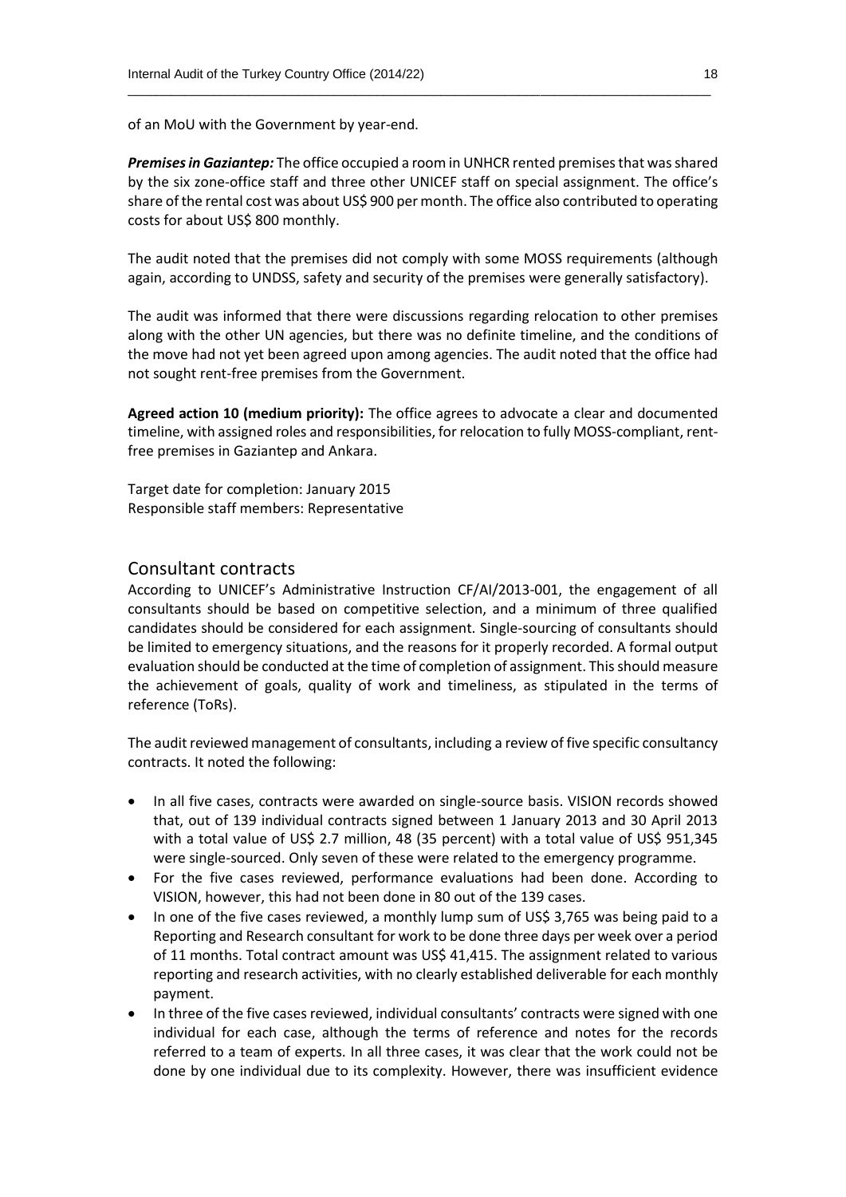of an MoU with the Government by year-end.

***Premises in Gaziantep:*** The office occupied a room in UNHCR rented premises that was shared by the six zone-office staff and three other UNICEF staff on special assignment. The office's share of the rental cost was about US$ 900 per month. The office also contributed to operating costs for about US$ 800 monthly.

The audit noted that the premises did not comply with some MOSS requirements (although again, according to UNDSS, safety and security of the premises were generally satisfactory).

The audit was informed that there were discussions regarding relocation to other premises along with the other UN agencies, but there was no definite timeline, and the conditions of the move had not yet been agreed upon among agencies. The audit noted that the office had not sought rent-free premises from the Government.

**Agreed action 10 (medium priority):** The office agrees to advocate a clear and documented timeline, with assigned roles and responsibilities, for relocation to fully MOSS-compliant, rent-free premises in Gaziantep and Ankara.

Target date for completion: January 2015
Responsible staff members: Representative

## Consultant contracts

According to UNICEF's Administrative Instruction CF/AI/2013-001, the engagement of all consultants should be based on competitive selection, and a minimum of three qualified candidates should be considered for each assignment. Single-sourcing of consultants should be limited to emergency situations, and the reasons for it properly recorded. A formal output evaluation should be conducted at the time of completion of assignment. This should measure the achievement of goals, quality of work and timeliness, as stipulated in the terms of reference (ToRs).

The audit reviewed management of consultants, including a review of five specific consultancy contracts. It noted the following:

- In all five cases, contracts were awarded on single-source basis. VISION records showed that, out of 139 individual contracts signed between 1 January 2013 and 30 April 2013 with a total value of US$ 2.7 million, 48 (35 percent) with a total value of US$ 951,345 were single-sourced. Only seven of these were related to the emergency programme.
- For the five cases reviewed, performance evaluations had been done. According to VISION, however, this had not been done in 80 out of the 139 cases.
- In one of the five cases reviewed, a monthly lump sum of US$ 3,765 was being paid to a Reporting and Research consultant for work to be done three days per week over a period of 11 months. Total contract amount was US$ 41,415. The assignment related to various reporting and research activities, with no clearly established deliverable for each monthly payment.
- In three of the five cases reviewed, individual consultants' contracts were signed with one individual for each case, although the terms of reference and notes for the records referred to a team of experts. In all three cases, it was clear that the work could not be done by one individual due to its complexity. However, there was insufficient evidence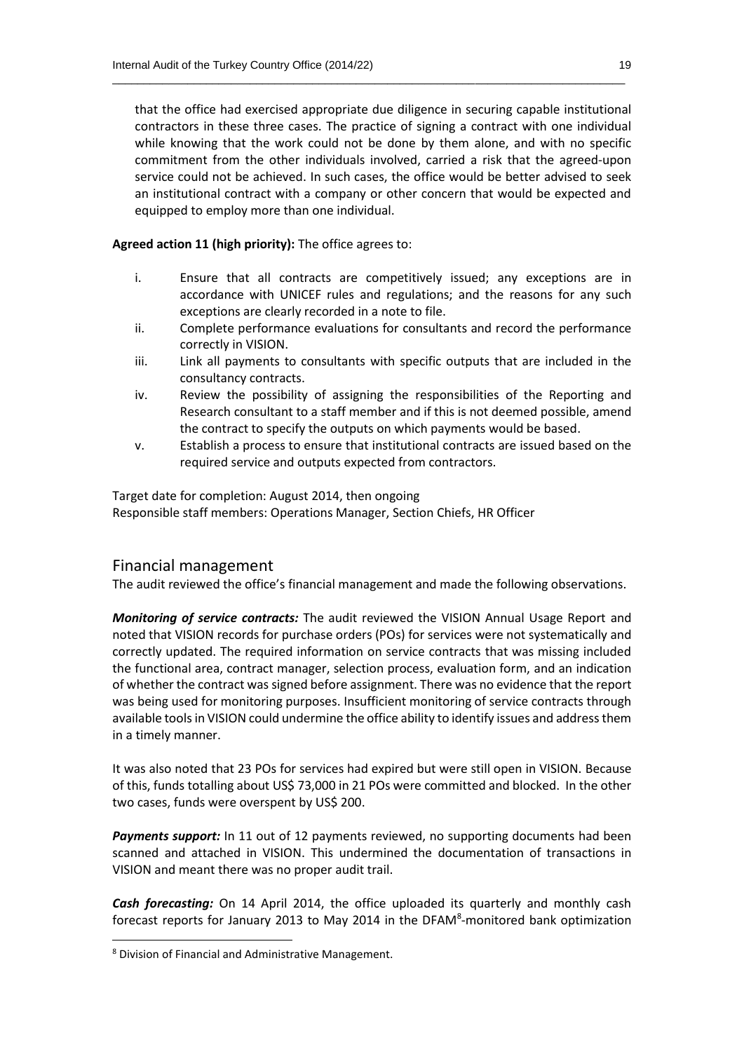that the office had exercised appropriate due diligence in securing capable institutional contractors in these three cases. The practice of signing a contract with one individual while knowing that the work could not be done by them alone, and with no specific commitment from the other individuals involved, carried a risk that the agreed-upon service could not be achieved. In such cases, the office would be better advised to seek an institutional contract with a company or other concern that would be expected and equipped to employ more than one individual.

**Agreed action 11 (high priority):** The office agrees to:

i. Ensure that all contracts are competitively issued; any exceptions are in accordance with UNICEF rules and regulations; and the reasons for any such exceptions are clearly recorded in a note to file.
ii. Complete performance evaluations for consultants and record the performance correctly in VISION.
iii. Link all payments to consultants with specific outputs that are included in the consultancy contracts.
iv. Review the possibility of assigning the responsibilities of the Reporting and Research consultant to a staff member and if this is not deemed possible, amend the contract to specify the outputs on which payments would be based.
v. Establish a process to ensure that institutional contracts are issued based on the required service and outputs expected from contractors.

Target date for completion: August 2014, then ongoing
Responsible staff members: Operations Manager, Section Chiefs, HR Officer

## Financial management

The audit reviewed the office's financial management and made the following observations.

***Monitoring of service contracts:*** The audit reviewed the VISION Annual Usage Report and noted that VISION records for purchase orders (POs) for services were not systematically and correctly updated. The required information on service contracts that was missing included the functional area, contract manager, selection process, evaluation form, and an indication of whether the contract was signed before assignment. There was no evidence that the report was being used for monitoring purposes. Insufficient monitoring of service contracts through available tools in VISION could undermine the office ability to identify issues and address them in a timely manner.

It was also noted that 23 POs for services had expired but were still open in VISION. Because of this, funds totalling about US$ 73,000 in 21 POs were committed and blocked. In the other two cases, funds were overspent by US$ 200.

***Payments support:*** In 11 out of 12 payments reviewed, no supporting documents had been scanned and attached in VISION. This undermined the documentation of transactions in VISION and meant there was no proper audit trail.

***Cash forecasting:*** On 14 April 2014, the office uploaded its quarterly and monthly cash forecast reports for January 2013 to May 2014 in the DFAM[8]-monitored bank optimization

[8] Division of Financial and Administrative Management.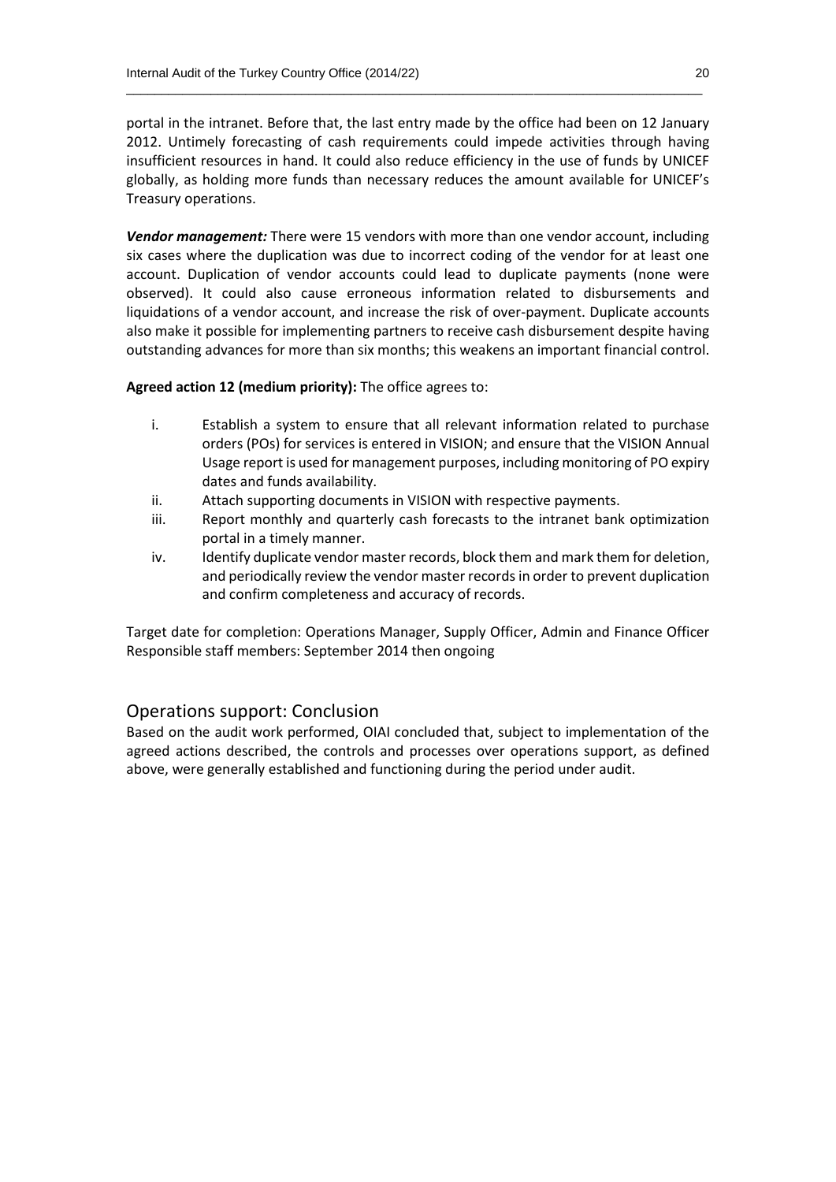portal in the intranet. Before that, the last entry made by the office had been on 12 January 2012. Untimely forecasting of cash requirements could impede activities through having insufficient resources in hand. It could also reduce efficiency in the use of funds by UNICEF globally, as holding more funds than necessary reduces the amount available for UNICEF's Treasury operations.

***Vendor management:*** There were 15 vendors with more than one vendor account, including six cases where the duplication was due to incorrect coding of the vendor for at least one account. Duplication of vendor accounts could lead to duplicate payments (none were observed). It could also cause erroneous information related to disbursements and liquidations of a vendor account, and increase the risk of over-payment. Duplicate accounts also make it possible for implementing partners to receive cash disbursement despite having outstanding advances for more than six months; this weakens an important financial control.

**Agreed action 12 (medium priority):** The office agrees to:

i. Establish a system to ensure that all relevant information related to purchase orders (POs) for services is entered in VISION; and ensure that the VISION Annual Usage report is used for management purposes, including monitoring of PO expiry dates and funds availability.
ii. Attach supporting documents in VISION with respective payments.
iii. Report monthly and quarterly cash forecasts to the intranet bank optimization portal in a timely manner.
iv. Identify duplicate vendor master records, block them and mark them for deletion, and periodically review the vendor master records in order to prevent duplication and confirm completeness and accuracy of records.

Target date for completion: Operations Manager, Supply Officer, Admin and Finance Officer
Responsible staff members: September 2014 then ongoing

## Operations support: Conclusion

Based on the audit work performed, OIAI concluded that, subject to implementation of the agreed actions described, the controls and processes over operations support, as defined above, were generally established and functioning during the period under audit.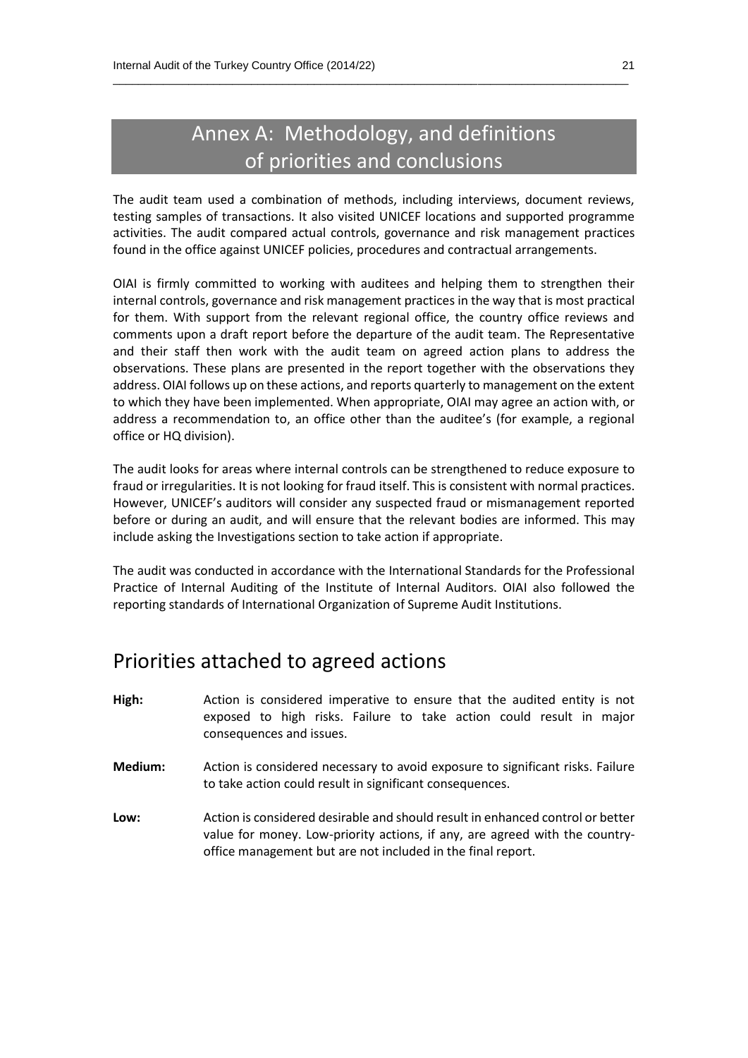# Annex A: Methodology, and definitions of priorities and conclusions

The audit team used a combination of methods, including interviews, document reviews, testing samples of transactions. It also visited UNICEF locations and supported programme activities. The audit compared actual controls, governance and risk management practices found in the office against UNICEF policies, procedures and contractual arrangements.

OIAI is firmly committed to working with auditees and helping them to strengthen their internal controls, governance and risk management practices in the way that is most practical for them. With support from the relevant regional office, the country office reviews and comments upon a draft report before the departure of the audit team. The Representative and their staff then work with the audit team on agreed action plans to address the observations. These plans are presented in the report together with the observations they address. OIAI follows up on these actions, and reports quarterly to management on the extent to which they have been implemented. When appropriate, OIAI may agree an action with, or address a recommendation to, an office other than the auditee's (for example, a regional office or HQ division).

The audit looks for areas where internal controls can be strengthened to reduce exposure to fraud or irregularities. It is not looking for fraud itself. This is consistent with normal practices. However, UNICEF's auditors will consider any suspected fraud or mismanagement reported before or during an audit, and will ensure that the relevant bodies are informed. This may include asking the Investigations section to take action if appropriate.

The audit was conducted in accordance with the International Standards for the Professional Practice of Internal Auditing of the Institute of Internal Auditors. OIAI also followed the reporting standards of International Organization of Supreme Audit Institutions.

## Priorities attached to agreed actions

**High:** Action is considered imperative to ensure that the audited entity is not exposed to high risks. Failure to take action could result in major consequences and issues.

**Medium:** Action is considered necessary to avoid exposure to significant risks. Failure to take action could result in significant consequences.

**Low:** Action is considered desirable and should result in enhanced control or better value for money. Low-priority actions, if any, are agreed with the country-office management but are not included in the final report.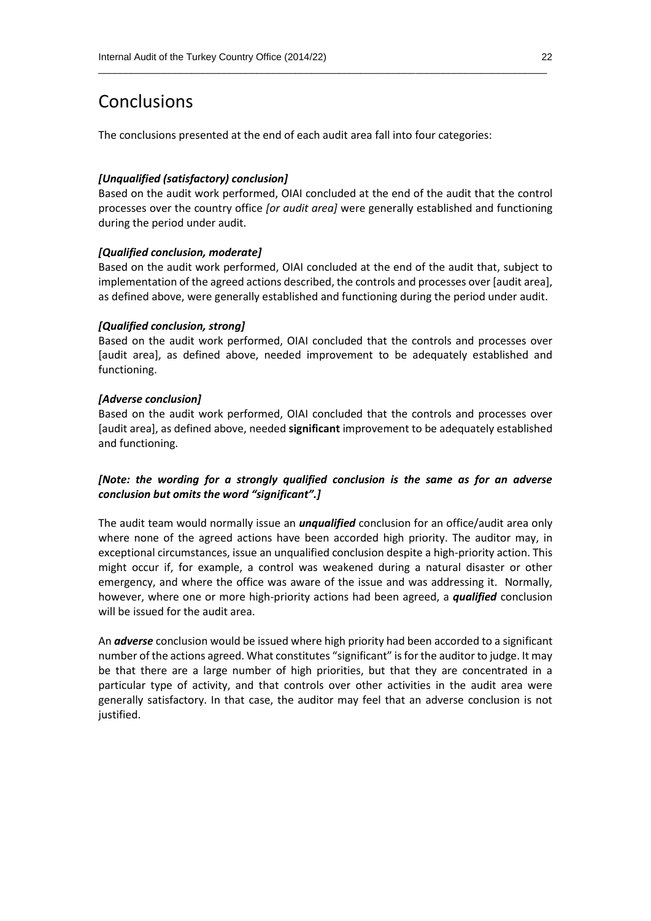# Conclusions

The conclusions presented at the end of each audit area fall into four categories:

***[Unqualified (satisfactory) conclusion]***

Based on the audit work performed, OIAI concluded at the end of the audit that the control processes over the country office *[or audit area]* were generally established and functioning during the period under audit.

***[Qualified conclusion, moderate]***

Based on the audit work performed, OIAI concluded at the end of the audit that, subject to implementation of the agreed actions described, the controls and processes over [audit area], as defined above, were generally established and functioning during the period under audit.

***[Qualified conclusion, strong]***

Based on the audit work performed, OIAI concluded that the controls and processes over [audit area], as defined above, needed improvement to be adequately established and functioning.

***[Adverse conclusion]***

Based on the audit work performed, OIAI concluded that the controls and processes over [audit area], as defined above, needed **significant** improvement to be adequately established and functioning.

***[Note: the wording for a strongly qualified conclusion is the same as for an adverse conclusion but omits the word "significant".]***

The audit team would normally issue an ***unqualified*** conclusion for an office/audit area only where none of the agreed actions have been accorded high priority. The auditor may, in exceptional circumstances, issue an unqualified conclusion despite a high-priority action. This might occur if, for example, a control was weakened during a natural disaster or other emergency, and where the office was aware of the issue and was addressing it. Normally, however, where one or more high-priority actions had been agreed, a ***qualified*** conclusion will be issued for the audit area.

An ***adverse*** conclusion would be issued where high priority had been accorded to a significant number of the actions agreed. What constitutes "significant" is for the auditor to judge. It may be that there are a large number of high priorities, but that they are concentrated in a particular type of activity, and that controls over other activities in the audit area were generally satisfactory. In that case, the auditor may feel that an adverse conclusion is not justified.